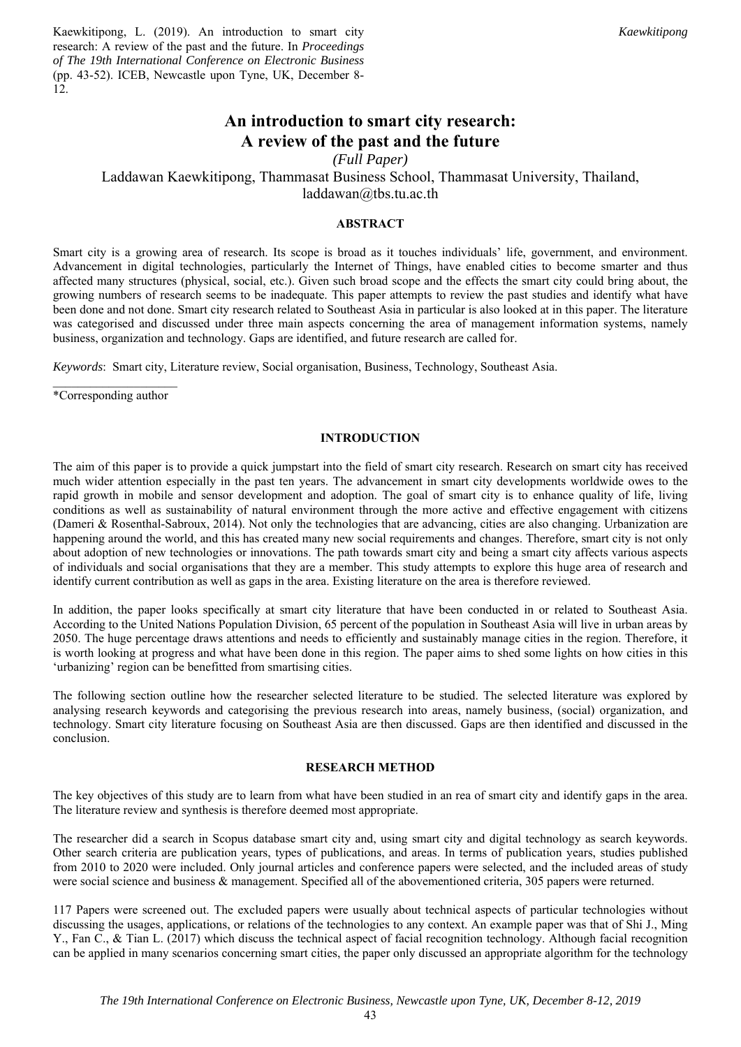Kaewkitipong, L. (2019). An introduction to smart city research: A review of the past and the future. In *Proceedings of The 19th International Conference on Electronic Business* (pp. 43-52). ICEB, Newcastle upon Tyne, UK, December 8-12.

# An introduction to smart city research: A review of the past and the future

*(Full Paper)*

Laddawan Kaewkitipong, Thammasat Business School, Thammasat University, Thailand, laddawan@tbs.tu.ac.th

## ABSTRACT

Smart city is a growing area of research. Its scope is broad as it touches individuals' life, government, and environment. Advancement in digital technologies, particularly the Internet of Things, have enabled cities to become smarter and thus affected many structures (physical, social, etc.). Given such broad scope and the effects the smart city could bring about, the growing numbers of research seems to be inadequate. This paper attempts to review the past studies and identify what have been done and not done. Smart city research related to Southeast Asia in particular is also looked at in this paper. The literature was categorised and discussed under three main aspects concerning the area of management information systems, namely business, organization and technology. Gaps are identified, and future research are called for.

*Keywords*: Smart city, Literature review, Social organisation, Business, Technology, Southeast Asia.

*Corresponding author

## INTRODUCTION

The aim of this paper is to provide a quick jumpstart into the field of smart city research. Research on smart city has received much wider attention especially in the past ten years. The advancement in smart city developments worldwide owes to the rapid growth in mobile and sensor development and adoption. The goal of smart city is to enhance quality of life, living conditions as well as sustainability of natural environment through the more active and effective engagement with citizens (Dameri & Rosenthal-Sabroux, 2014). Not only the technologies that are advancing, cities are also changing. Urbanization are happening around the world, and this has created many new social requirements and changes. Therefore, smart city is not only about adoption of new technologies or innovations. The path towards smart city and being a smart city affects various aspects of individuals and social organisations that they are a member. This study attempts to explore this huge area of research and identify current contribution as well as gaps in the area. Existing literature on the area is therefore reviewed.

In addition, the paper looks specifically at smart city literature that have been conducted in or related to Southeast Asia. According to the United Nations Population Division, 65 percent of the population in Southeast Asia will live in urban areas by 2050. The huge percentage draws attentions and needs to efficiently and sustainably manage cities in the region. Therefore, it is worth looking at progress and what have been done in this region. The paper aims to shed some lights on how cities in this 'urbanizing' region can be benefitted from smartising cities.

The following section outline how the researcher selected literature to be studied. The selected literature was explored by analysing research keywords and categorising the previous research into areas, namely business, (social) organization, and technology. Smart city literature focusing on Southeast Asia are then discussed. Gaps are then identified and discussed in the conclusion.

## RESEARCH METHOD

The key objectives of this study are to learn from what have been studied in an rea of smart city and identify gaps in the area. The literature review and synthesis is therefore deemed most appropriate.

The researcher did a search in Scopus database smart city and, using smart city and digital technology as search keywords. Other search criteria are publication years, types of publications, and areas. In terms of publication years, studies published from 2010 to 2020 were included. Only journal articles and conference papers were selected, and the included areas of study were social science and business & management. Specified all of the abovementioned criteria, 305 papers were returned.

117 Papers were screened out. The excluded papers were usually about technical aspects of particular technologies without discussing the usages, applications, or relations of the technologies to any context. An example paper was that of Shi J., Ming Y., Fan C., & Tian L. (2017) which discuss the technical aspect of facial recognition technology. Although facial recognition can be applied in many scenarios concerning smart cities, the paper only discussed an appropriate algorithm for the technology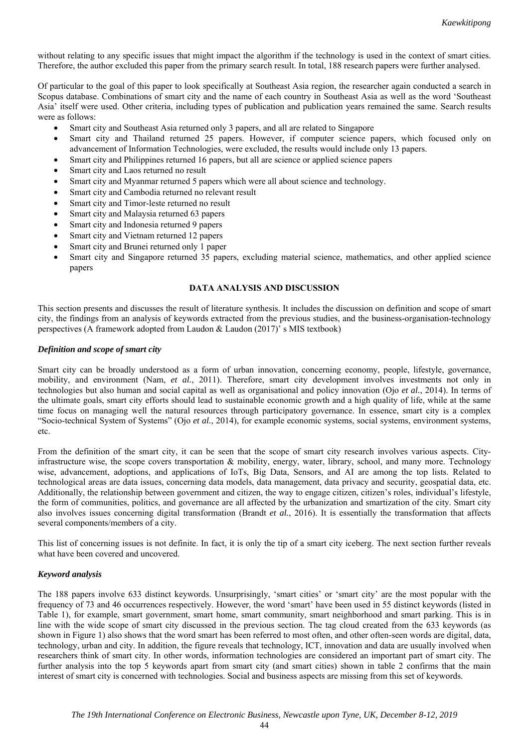without relating to any specific issues that might impact the algorithm if the technology is used in the context of smart cities. Therefore, the author excluded this paper from the primary search result. In total, 188 research papers were further analysed.

Of particular to the goal of this paper to look specifically at Southeast Asia region, the researcher again conducted a search in Scopus database. Combinations of smart city and the name of each country in Southeast Asia as well as the word 'Southeast Asia' itself were used. Other criteria, including types of publication and publication years remained the same. Search results were as follows:

- Smart city and Southeast Asia returned only 3 papers, and all are related to Singapore
- Smart city and Thailand returned 25 papers. However, if computer science papers, which focused only on advancement of Information Technologies, were excluded, the results would include only 13 papers.
- Smart city and Philippines returned 16 papers, but all are science or applied science papers
- Smart city and Laos returned no result
- Smart city and Myanmar returned 5 papers which were all about science and technology.
- Smart city and Cambodia returned no relevant result
- Smart city and Timor-leste returned no result
- Smart city and Malaysia returned 63 papers
- Smart city and Indonesia returned 9 papers
- Smart city and Vietnam returned 12 papers
- Smart city and Brunei returned only 1 paper
- Smart city and Singapore returned 35 papers, excluding material science, mathematics, and other applied science papers

## DATA ANALYSIS AND DISCUSSION

This section presents and discusses the result of literature synthesis. It includes the discussion on definition and scope of smart city, the findings from an analysis of keywords extracted from the previous studies, and the business-organisation-technology perspectives (A framework adopted from Laudon & Laudon (2017)' s MIS textbook)

### *Definition and scope of smart city*

Smart city can be broadly understood as a form of urban innovation, concerning economy, people, lifestyle, governance, mobility, and environment (Nam, *et al.*, 2011). Therefore, smart city development involves investments not only in technologies but also human and social capital as well as organisational and policy innovation (Ojo *et al.*, 2014). In terms of the ultimate goals, smart city efforts should lead to sustainable economic growth and a high quality of life, while at the same time focus on managing well the natural resources through participatory governance. In essence, smart city is a complex "Socio-technical System of Systems" (Ojo *et al.*, 2014), for example economic systems, social systems, environment systems, etc.

From the definition of the smart city, it can be seen that the scope of smart city research involves various aspects. City-infrastructure wise, the scope covers transportation & mobility, energy, water, library, school, and many more. Technology wise, advancement, adoptions, and applications of IoTs, Big Data, Sensors, and AI are among the top lists. Related to technological areas are data issues, concerning data models, data management, data privacy and security, geospatial data, etc. Additionally, the relationship between government and citizen, the way to engage citizen, citizen's roles, individual's lifestyle, the form of communities, politics, and governance are all affected by the urbanization and smartization of the city. Smart city also involves issues concerning digital transformation (Brandt *et al.*, 2016). It is essentially the transformation that affects several components/members of a city.

This list of concerning issues is not definite. In fact, it is only the tip of a smart city iceberg. The next section further reveals what have been covered and uncovered.

### *Keyword analysis*

The 188 papers involve 633 distinct keywords. Unsurprisingly, 'smart cities' or 'smart city' are the most popular with the frequency of 73 and 46 occurrences respectively. However, the word 'smart' have been used in 55 distinct keywords (listed in Table 1), for example, smart government, smart home, smart community, smart neighborhood and smart parking. This is in line with the wide scope of smart city discussed in the previous section. The tag cloud created from the 633 keywords (as shown in Figure 1) also shows that the word smart has been referred to most often, and other often-seen words are digital, data, technology, urban and city. In addition, the figure reveals that technology, ICT, innovation and data are usually involved when researchers think of smart city. In other words, information technologies are considered an important part of smart city. The further analysis into the top 5 keywords apart from smart city (and smart cities) shown in table 2 confirms that the main interest of smart city is concerned with technologies. Social and business aspects are missing from this set of keywords.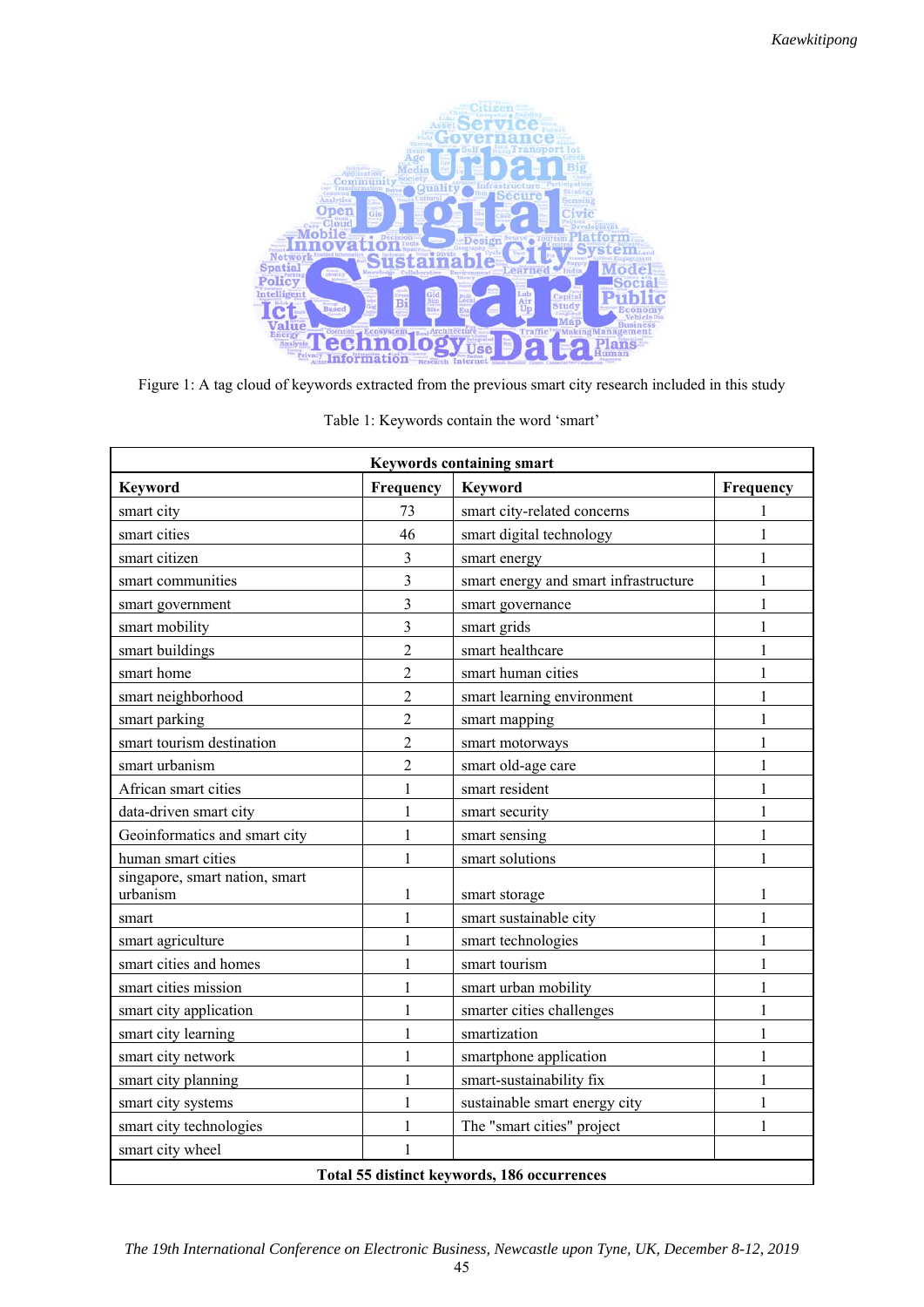Figure 1: A tag cloud of keywords extracted from the previous smart city research included in this study

Table 1: Keywords contain the word 'smart'

| Keywords containing smart | | | |
|---|---|---|---|
| **Keyword** | **Frequency** | **Keyword** | **Frequency** |
| smart city | 73 | smart city-related concerns | 1 |
| smart cities | 46 | smart digital technology | 1 |
| smart citizen | 3 | smart energy | 1 |
| smart communities | 3 | smart energy and smart infrastructure | 1 |
| smart government | 3 | smart governance | 1 |
| smart mobility | 3 | smart grids | 1 |
| smart buildings | 2 | smart healthcare | 1 |
| smart home | 2 | smart human cities | 1 |
| smart neighborhood | 2 | smart learning environment | 1 |
| smart parking | 2 | smart mapping | 1 |
| smart tourism destination | 2 | smart motorways | 1 |
| smart urbanism | 2 | smart old-age care | 1 |
| African smart cities | 1 | smart resident | 1 |
| data-driven smart city | 1 | smart security | 1 |
| Geoinformatics and smart city | 1 | smart sensing | 1 |
| human smart cities | 1 | smart solutions | 1 |
| singapore, smart nation, smart urbanism | 1 | smart storage | 1 |
| smart | 1 | smart sustainable city | 1 |
| smart agriculture | 1 | smart technologies | 1 |
| smart cities and homes | 1 | smart tourism | 1 |
| smart cities mission | 1 | smart urban mobility | 1 |
| smart city application | 1 | smarter cities challenges | 1 |
| smart city learning | 1 | smartization | 1 |
| smart city network | 1 | smartphone application | 1 |
| smart city planning | 1 | smart-sustainability fix | 1 |
| smart city systems | 1 | sustainable smart energy city | 1 |
| smart city technologies | 1 | The "smart cities" project | 1 |
| smart city wheel | 1 | | |
| **Total 55 distinct keywords, 186 occurrences** | | | |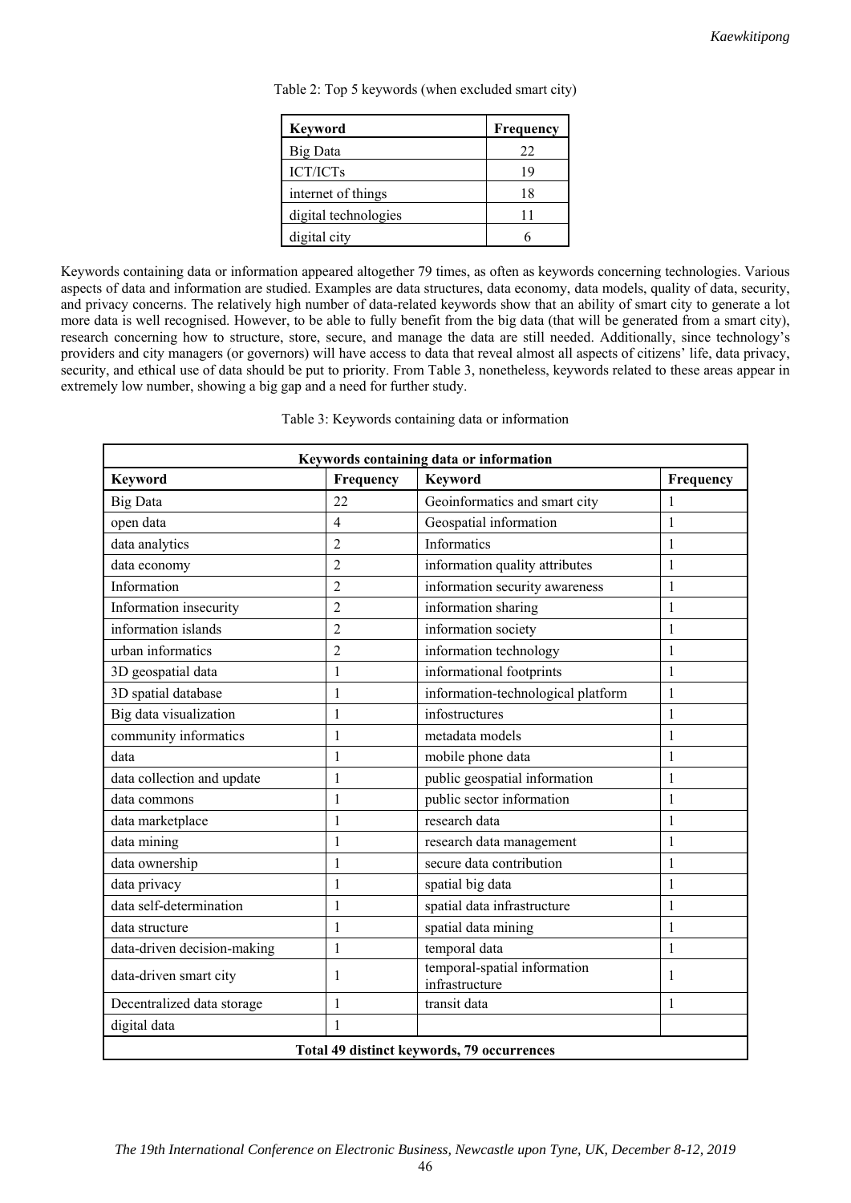Table 2: Top 5 keywords (when excluded smart city)

| Keyword | Frequency |
|---|---|
| Big Data | 22 |
| ICT/ICTs | 19 |
| internet of things | 18 |
| digital technologies | 11 |
| digital city | 6 |

Keywords containing data or information appeared altogether 79 times, as often as keywords concerning technologies. Various aspects of data and information are studied. Examples are data structures, data economy, data models, quality of data, security, and privacy concerns. The relatively high number of data-related keywords show that an ability of smart city to generate a lot more data is well recognised. However, to be able to fully benefit from the big data (that will be generated from a smart city), research concerning how to structure, store, secure, and manage the data are still needed. Additionally, since technology's providers and city managers (or governors) will have access to data that reveal almost all aspects of citizens' life, data privacy, security, and ethical use of data should be put to priority. From Table 3, nonetheless, keywords related to these areas appear in extremely low number, showing a big gap and a need for further study.

Table 3: Keywords containing data or information

| Keywords containing data or information | | | |
|---|---|---|---|
| **Keyword** | **Frequency** | **Keyword** | **Frequency** |
| Big Data | 22 | Geoinformatics and smart city | 1 |
| open data | 4 | Geospatial information | 1 |
| data analytics | 2 | Informatics | 1 |
| data economy | 2 | information quality attributes | 1 |
| Information | 2 | information security awareness | 1 |
| Information insecurity | 2 | information sharing | 1 |
| information islands | 2 | information society | 1 |
| urban informatics | 2 | information technology | 1 |
| 3D geospatial data | 1 | informational footprints | 1 |
| 3D spatial database | 1 | information-technological platform | 1 |
| Big data visualization | 1 | infostructures | 1 |
| community informatics | 1 | metadata models | 1 |
| data | 1 | mobile phone data | 1 |
| data collection and update | 1 | public geospatial information | 1 |
| data commons | 1 | public sector information | 1 |
| data marketplace | 1 | research data | 1 |
| data mining | 1 | research data management | 1 |
| data ownership | 1 | secure data contribution | 1 |
| data privacy | 1 | spatial big data | 1 |
| data self-determination | 1 | spatial data infrastructure | 1 |
| data structure | 1 | spatial data mining | 1 |
| data-driven decision-making | 1 | temporal data | 1 |
| data-driven smart city | 1 | temporal-spatial information infrastructure | 1 |
| Decentralized data storage | 1 | transit data | 1 |
| digital data | 1 | | |
| **Total 49 distinct keywords, 79 occurrences** | | | |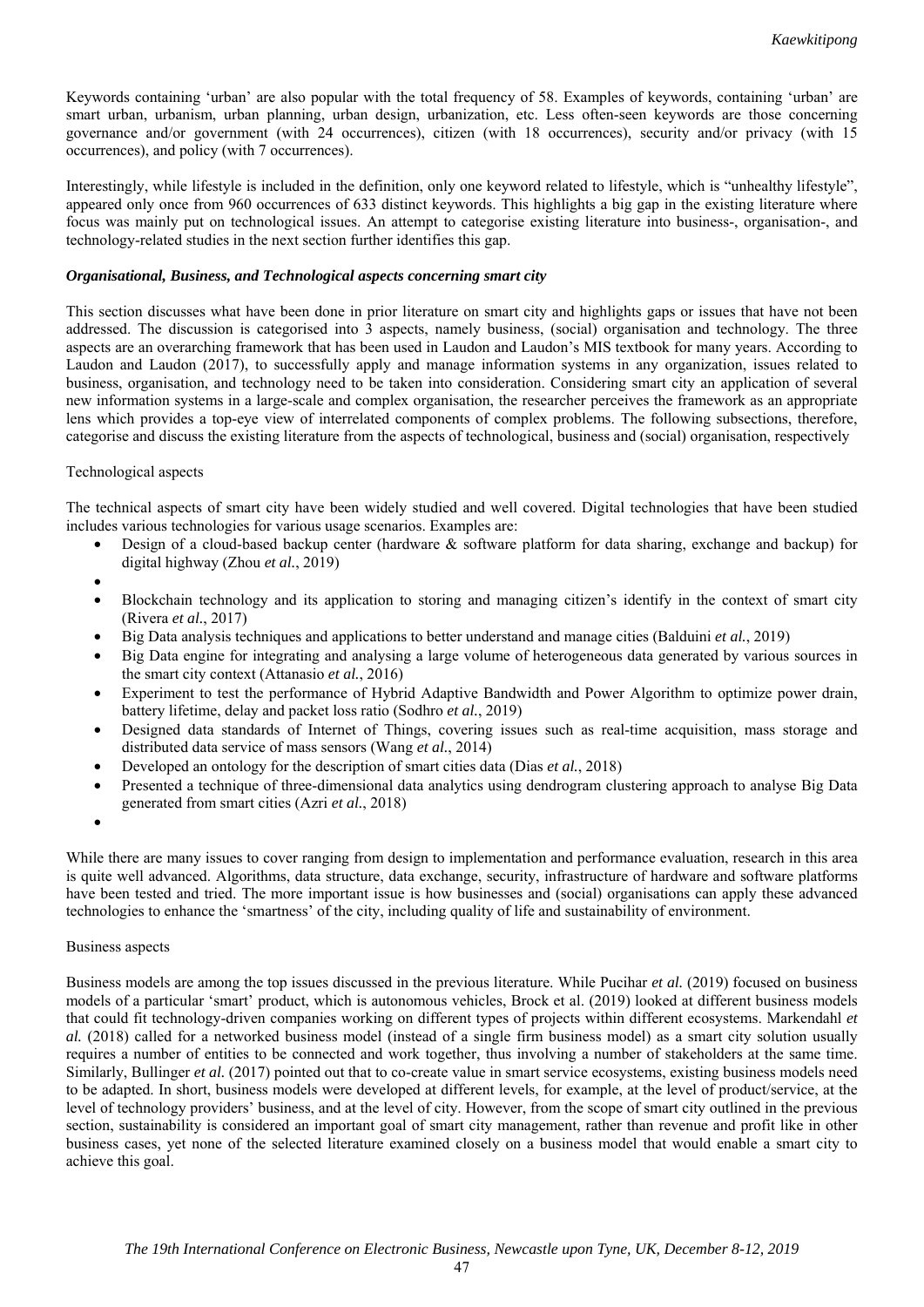Keywords containing 'urban' are also popular with the total frequency of 58. Examples of keywords, containing 'urban' are smart urban, urbanism, urban planning, urban design, urbanization, etc. Less often-seen keywords are those concerning governance and/or government (with 24 occurrences), citizen (with 18 occurrences), security and/or privacy (with 15 occurrences), and policy (with 7 occurrences).

Interestingly, while lifestyle is included in the definition, only one keyword related to lifestyle, which is "unhealthy lifestyle", appeared only once from 960 occurrences of 633 distinct keywords. This highlights a big gap in the existing literature where focus was mainly put on technological issues. An attempt to categorise existing literature into business-, organisation-, and technology-related studies in the next section further identifies this gap.

### *Organisational, Business, and Technological aspects concerning smart city*

This section discusses what have been done in prior literature on smart city and highlights gaps or issues that have not been addressed. The discussion is categorised into 3 aspects, namely business, (social) organisation and technology. The three aspects are an overarching framework that has been used in Laudon and Laudon's MIS textbook for many years. According to Laudon and Laudon (2017), to successfully apply and manage information systems in any organization, issues related to business, organisation, and technology need to be taken into consideration. Considering smart city an application of several new information systems in a large-scale and complex organisation, the researcher perceives the framework as an appropriate lens which provides a top-eye view of interrelated components of complex problems. The following subsections, therefore, categorise and discuss the existing literature from the aspects of technological, business and (social) organisation, respectively

#### Technological aspects

The technical aspects of smart city have been widely studied and well covered. Digital technologies that have been studied includes various technologies for various usage scenarios. Examples are:

- Design of a cloud-based backup center (hardware & software platform for data sharing, exchange and backup) for digital highway (Zhou *et al.*, 2019)
- Blockchain technology and its application to storing and managing citizen's identify in the context of smart city (Rivera *et al.*, 2017)
- Big Data analysis techniques and applications to better understand and manage cities (Balduini *et al.*, 2019)
- Big Data engine for integrating and analysing a large volume of heterogeneous data generated by various sources in the smart city context (Attanasio *et al.*, 2016)
- Experiment to test the performance of Hybrid Adaptive Bandwidth and Power Algorithm to optimize power drain, battery lifetime, delay and packet loss ratio (Sodhro *et al.*, 2019)
- Designed data standards of Internet of Things, covering issues such as real-time acquisition, mass storage and distributed data service of mass sensors (Wang *et al.*, 2014)
- Developed an ontology for the description of smart cities data (Dias *et al.*, 2018)
- Presented a technique of three-dimensional data analytics using dendrogram clustering approach to analyse Big Data generated from smart cities (Azri *et al.*, 2018)

While there are many issues to cover ranging from design to implementation and performance evaluation, research in this area is quite well advanced. Algorithms, data structure, data exchange, security, infrastructure of hardware and software platforms have been tested and tried. The more important issue is how businesses and (social) organisations can apply these advanced technologies to enhance the 'smartness' of the city, including quality of life and sustainability of environment.

#### Business aspects

Business models are among the top issues discussed in the previous literature. While Pucihar *et al.* (2019) focused on business models of a particular 'smart' product, which is autonomous vehicles, Brock et al. (2019) looked at different business models that could fit technology-driven companies working on different types of projects within different ecosystems. Markendahl *et al.* (2018) called for a networked business model (instead of a single firm business model) as a smart city solution usually requires a number of entities to be connected and work together, thus involving a number of stakeholders at the same time. Similarly, Bullinger *et al.* (2017) pointed out that to co-create value in smart service ecosystems, existing business models need to be adapted. In short, business models were developed at different levels, for example, at the level of product/service, at the level of technology providers' business, and at the level of city. However, from the scope of smart city outlined in the previous section, sustainability is considered an important goal of smart city management, rather than revenue and profit like in other business cases, yet none of the selected literature examined closely on a business model that would enable a smart city to achieve this goal.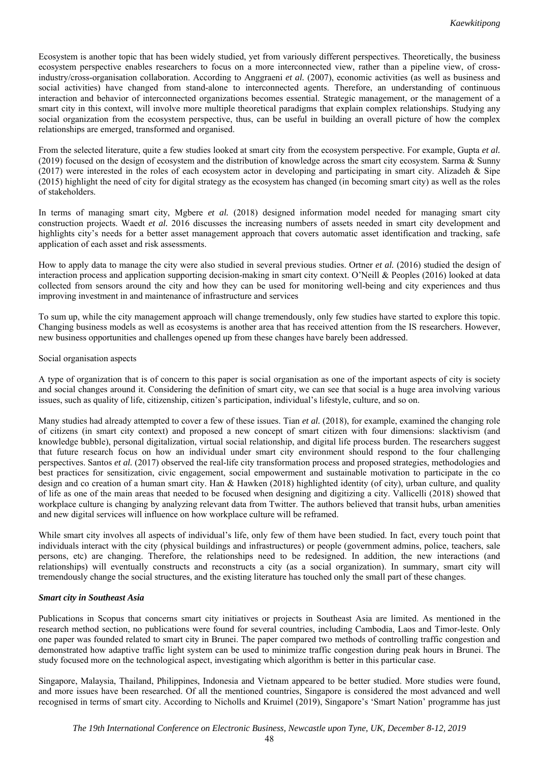Ecosystem is another topic that has been widely studied, yet from variously different perspectives. Theoretically, the business ecosystem perspective enables researchers to focus on a more interconnected view, rather than a pipeline view, of cross-industry/cross-organisation collaboration. According to Anggraeni *et al.* (2007), economic activities (as well as business and social activities) have changed from stand-alone to interconnected agents. Therefore, an understanding of continuous interaction and behavior of interconnected organizations becomes essential. Strategic management, or the management of a smart city in this context, will involve more multiple theoretical paradigms that explain complex relationships. Studying any social organization from the ecosystem perspective, thus, can be useful in building an overall picture of how the complex relationships are emerged, transformed and organised.

From the selected literature, quite a few studies looked at smart city from the ecosystem perspective. For example, Gupta *et al.* (2019) focused on the design of ecosystem and the distribution of knowledge across the smart city ecosystem. Sarma & Sunny (2017) were interested in the roles of each ecosystem actor in developing and participating in smart city. Alizadeh & Sipe (2015) highlight the need of city for digital strategy as the ecosystem has changed (in becoming smart city) as well as the roles of stakeholders.

In terms of managing smart city, Mgbere *et al.* (2018) designed information model needed for managing smart city construction projects. Waedt *et al.* 2016 discusses the increasing numbers of assets needed in smart city development and highlights city's needs for a better asset management approach that covers automatic asset identification and tracking, safe application of each asset and risk assessments.

How to apply data to manage the city were also studied in several previous studies. Ortner *et al.* (2016) studied the design of interaction process and application supporting decision-making in smart city context. O'Neill & Peoples (2016) looked at data collected from sensors around the city and how they can be used for monitoring well-being and city experiences and thus improving investment in and maintenance of infrastructure and services

To sum up, while the city management approach will change tremendously, only few studies have started to explore this topic. Changing business models as well as ecosystems is another area that has received attention from the IS researchers. However, new business opportunities and challenges opened up from these changes have barely been addressed.

Social organisation aspects

A type of organization that is of concern to this paper is social organisation as one of the important aspects of city is society and social changes around it. Considering the definition of smart city, we can see that social is a huge area involving various issues, such as quality of life, citizenship, citizen's participation, individual's lifestyle, culture, and so on.

Many studies had already attempted to cover a few of these issues. Tian *et al.* (2018), for example, examined the changing role of citizens (in smart city context) and proposed a new concept of smart citizen with four dimensions: slacktivism (and knowledge bubble), personal digitalization, virtual social relationship, and digital life process burden. The researchers suggest that future research focus on how an individual under smart city environment should respond to the four challenging perspectives. Santos *et al.* (2017) observed the real-life city transformation process and proposed strategies, methodologies and best practices for sensitization, civic engagement, social empowerment and sustainable motivation to participate in the co design and co creation of a human smart city. Han & Hawken (2018) highlighted identity (of city), urban culture, and quality of life as one of the main areas that needed to be focused when designing and digitizing a city. Vallicelli (2018) showed that workplace culture is changing by analyzing relevant data from Twitter. The authors believed that transit hubs, urban amenities and new digital services will influence on how workplace culture will be reframed.

While smart city involves all aspects of individual's life, only few of them have been studied. In fact, every touch point that individuals interact with the city (physical buildings and infrastructures) or people (government admins, police, teachers, sale persons, etc) are changing. Therefore, the relationships need to be redesigned. In addition, the new interactions (and relationships) will eventually constructs and reconstructs a city (as a social organization). In summary, smart city will tremendously change the social structures, and the existing literature has touched only the small part of these changes.

### *Smart city in Southeast Asia*

Publications in Scopus that concerns smart city initiatives or projects in Southeast Asia are limited. As mentioned in the research method section, no publications were found for several countries, including Cambodia, Laos and Timor-leste. Only one paper was founded related to smart city in Brunei. The paper compared two methods of controlling traffic congestion and demonstrated how adaptive traffic light system can be used to minimize traffic congestion during peak hours in Brunei. The study focused more on the technological aspect, investigating which algorithm is better in this particular case.

Singapore, Malaysia, Thailand, Philippines, Indonesia and Vietnam appeared to be better studied. More studies were found, and more issues have been researched. Of all the mentioned countries, Singapore is considered the most advanced and well recognised in terms of smart city. According to Nicholls and Kruimel (2019), Singapore's 'Smart Nation' programme has just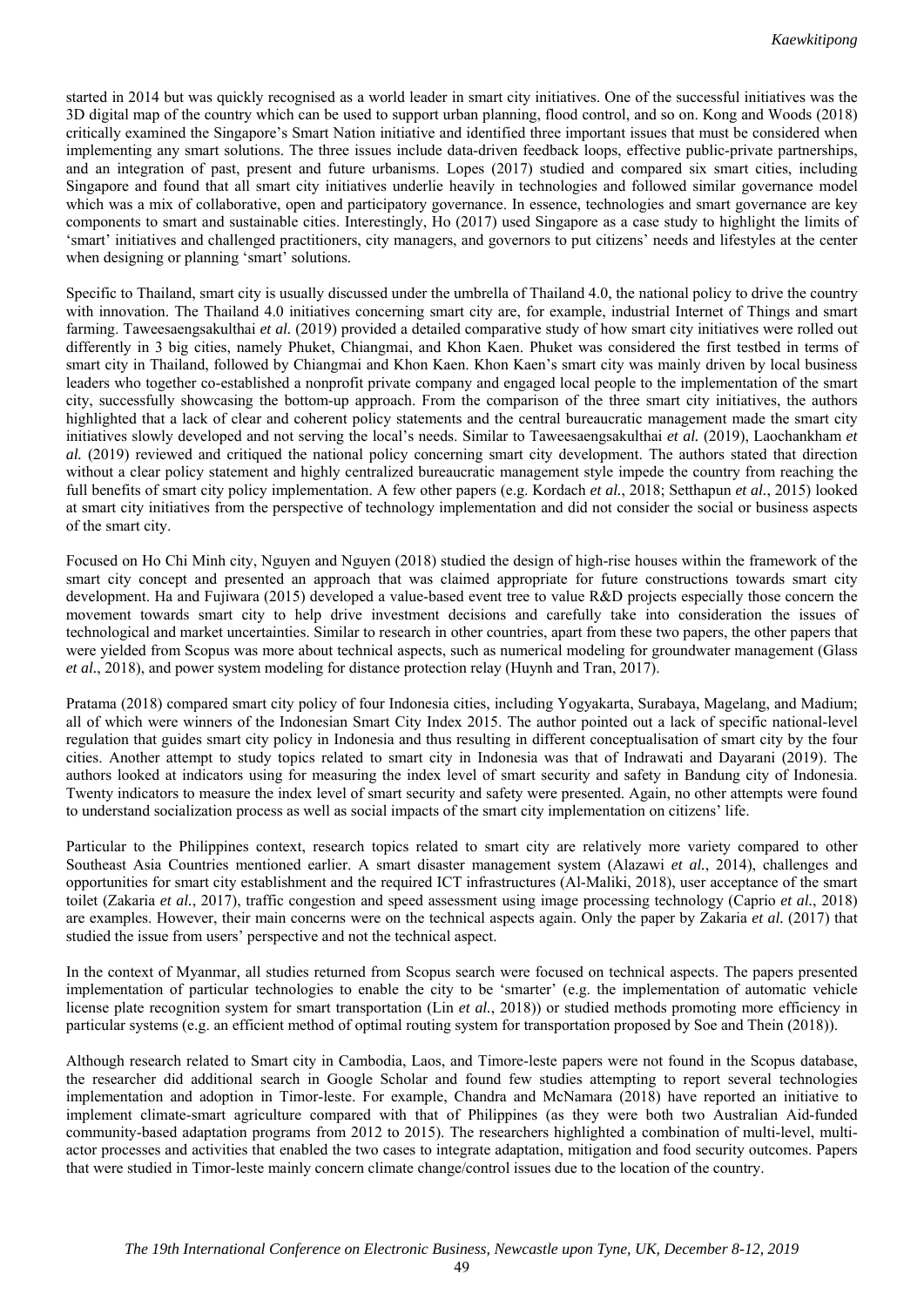started in 2014 but was quickly recognised as a world leader in smart city initiatives. One of the successful initiatives was the 3D digital map of the country which can be used to support urban planning, flood control, and so on. Kong and Woods (2018) critically examined the Singapore's Smart Nation initiative and identified three important issues that must be considered when implementing any smart solutions. The three issues include data-driven feedback loops, effective public-private partnerships, and an integration of past, present and future urbanisms. Lopes (2017) studied and compared six smart cities, including Singapore and found that all smart city initiatives underlie heavily in technologies and followed similar governance model which was a mix of collaborative, open and participatory governance. In essence, technologies and smart governance are key components to smart and sustainable cities. Interestingly, Ho (2017) used Singapore as a case study to highlight the limits of 'smart' initiatives and challenged practitioners, city managers, and governors to put citizens' needs and lifestyles at the center when designing or planning 'smart' solutions.

Specific to Thailand, smart city is usually discussed under the umbrella of Thailand 4.0, the national policy to drive the country with innovation. The Thailand 4.0 initiatives concerning smart city are, for example, industrial Internet of Things and smart farming. Taweesaengsakulthai *et al.* (2019) provided a detailed comparative study of how smart city initiatives were rolled out differently in 3 big cities, namely Phuket, Chiangmai, and Khon Kaen. Phuket was considered the first testbed in terms of smart city in Thailand, followed by Chiangmai and Khon Kaen. Khon Kaen's smart city was mainly driven by local business leaders who together co-established a nonprofit private company and engaged local people to the implementation of the smart city, successfully showcasing the bottom-up approach. From the comparison of the three smart city initiatives, the authors highlighted that a lack of clear and coherent policy statements and the central bureaucratic management made the smart city initiatives slowly developed and not serving the local's needs. Similar to Taweesaengsakulthai *et al.* (2019), Laochankham *et al.* (2019) reviewed and critiqued the national policy concerning smart city development. The authors stated that direction without a clear policy statement and highly centralized bureaucratic management style impede the country from reaching the full benefits of smart city policy implementation. A few other papers (e.g. Kordach *et al.*, 2018; Setthapun *et al.*, 2015) looked at smart city initiatives from the perspective of technology implementation and did not consider the social or business aspects of the smart city.

Focused on Ho Chi Minh city, Nguyen and Nguyen (2018) studied the design of high-rise houses within the framework of the smart city concept and presented an approach that was claimed appropriate for future constructions towards smart city development. Ha and Fujiwara (2015) developed a value-based event tree to value R&D projects especially those concern the movement towards smart city to help drive investment decisions and carefully take into consideration the issues of technological and market uncertainties. Similar to research in other countries, apart from these two papers, the other papers that were yielded from Scopus was more about technical aspects, such as numerical modeling for groundwater management (Glass *et al.*, 2018), and power system modeling for distance protection relay (Huynh and Tran, 2017).

Pratama (2018) compared smart city policy of four Indonesia cities, including Yogyakarta, Surabaya, Magelang, and Madium; all of which were winners of the Indonesian Smart City Index 2015. The author pointed out a lack of specific national-level regulation that guides smart city policy in Indonesia and thus resulting in different conceptualisation of smart city by the four cities. Another attempt to study topics related to smart city in Indonesia was that of Indrawati and Dayarani (2019). The authors looked at indicators using for measuring the index level of smart security and safety in Bandung city of Indonesia. Twenty indicators to measure the index level of smart security and safety were presented. Again, no other attempts were found to understand socialization process as well as social impacts of the smart city implementation on citizens' life.

Particular to the Philippines context, research topics related to smart city are relatively more variety compared to other Southeast Asia Countries mentioned earlier. A smart disaster management system (Alazawi *et al.*, 2014), challenges and opportunities for smart city establishment and the required ICT infrastructures (Al-Maliki, 2018), user acceptance of the smart toilet (Zakaria *et al.*, 2017), traffic congestion and speed assessment using image processing technology (Caprio *et al.*, 2018) are examples. However, their main concerns were on the technical aspects again. Only the paper by Zakaria *et al.* (2017) that studied the issue from users' perspective and not the technical aspect.

In the context of Myanmar, all studies returned from Scopus search were focused on technical aspects. The papers presented implementation of particular technologies to enable the city to be 'smarter' (e.g. the implementation of automatic vehicle license plate recognition system for smart transportation (Lin *et al.*, 2018)) or studied methods promoting more efficiency in particular systems (e.g. an efficient method of optimal routing system for transportation proposed by Soe and Thein (2018)).

Although research related to Smart city in Cambodia, Laos, and Timore-leste papers were not found in the Scopus database, the researcher did additional search in Google Scholar and found few studies attempting to report several technologies implementation and adoption in Timor-leste. For example, Chandra and McNamara (2018) have reported an initiative to implement climate-smart agriculture compared with that of Philippines (as they were both two Australian Aid-funded community-based adaptation programs from 2012 to 2015). The researchers highlighted a combination of multi-level, multi-actor processes and activities that enabled the two cases to integrate adaptation, mitigation and food security outcomes. Papers that were studied in Timor-leste mainly concern climate change/control issues due to the location of the country.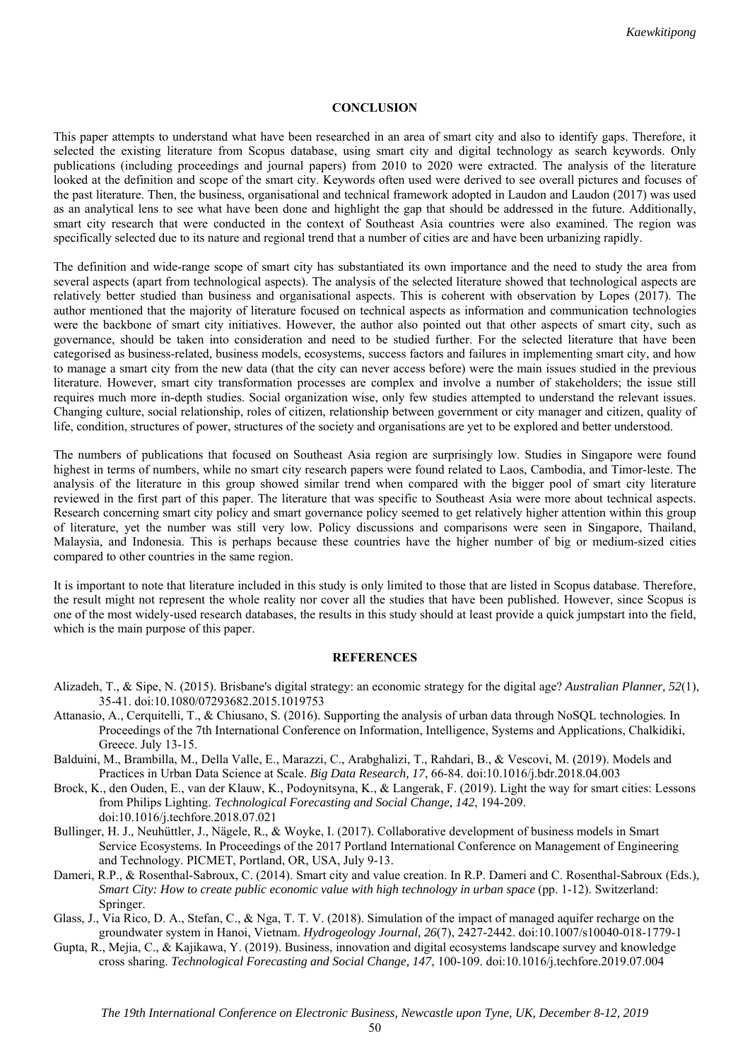## CONCLUSION

This paper attempts to understand what have been researched in an area of smart city and also to identify gaps. Therefore, it selected the existing literature from Scopus database, using smart city and digital technology as search keywords. Only publications (including proceedings and journal papers) from 2010 to 2020 were extracted. The analysis of the literature looked at the definition and scope of the smart city. Keywords often used were derived to see overall pictures and focuses of the past literature. Then, the business, organisational and technical framework adopted in Laudon and Laudon (2017) was used as an analytical lens to see what have been done and highlight the gap that should be addressed in the future. Additionally, smart city research that were conducted in the context of Southeast Asia countries were also examined. The region was specifically selected due to its nature and regional trend that a number of cities are and have been urbanizing rapidly.

The definition and wide-range scope of smart city has substantiated its own importance and the need to study the area from several aspects (apart from technological aspects). The analysis of the selected literature showed that technological aspects are relatively better studied than business and organisational aspects. This is coherent with observation by Lopes (2017). The author mentioned that the majority of literature focused on technical aspects as information and communication technologies were the backbone of smart city initiatives. However, the author also pointed out that other aspects of smart city, such as governance, should be taken into consideration and need to be studied further. For the selected literature that have been categorised as business-related, business models, ecosystems, success factors and failures in implementing smart city, and how to manage a smart city from the new data (that the city can never access before) were the main issues studied in the previous literature. However, smart city transformation processes are complex and involve a number of stakeholders; the issue still requires much more in-depth studies. Social organization wise, only few studies attempted to understand the relevant issues. Changing culture, social relationship, roles of citizen, relationship between government or city manager and citizen, quality of life, condition, structures of power, structures of the society and organisations are yet to be explored and better understood.

The numbers of publications that focused on Southeast Asia region are surprisingly low. Studies in Singapore were found highest in terms of numbers, while no smart city research papers were found related to Laos, Cambodia, and Timor-leste. The analysis of the literature in this group showed similar trend when compared with the bigger pool of smart city literature reviewed in the first part of this paper. The literature that was specific to Southeast Asia were more about technical aspects. Research concerning smart city policy and smart governance policy seemed to get relatively higher attention within this group of literature, yet the number was still very low. Policy discussions and comparisons were seen in Singapore, Thailand, Malaysia, and Indonesia. This is perhaps because these countries have the higher number of big or medium-sized cities compared to other countries in the same region.

It is important to note that literature included in this study is only limited to those that are listed in Scopus database. Therefore, the result might not represent the whole reality nor cover all the studies that have been published. However, since Scopus is one of the most widely-used research databases, the results in this study should at least provide a quick jumpstart into the field, which is the main purpose of this paper.

## REFERENCES

Alizadeh, T., & Sipe, N. (2015). Brisbane's digital strategy: an economic strategy for the digital age? *Australian Planner, 52*(1), 35-41. doi:10.1080/07293682.2015.1019753

Attanasio, A., Cerquitelli, T., & Chiusano, S. (2016). Supporting the analysis of urban data through NoSQL technologies. In Proceedings of the 7th International Conference on Information, Intelligence, Systems and Applications, Chalkidiki, Greece. July 13-15.

Balduini, M., Brambilla, M., Della Valle, E., Marazzi, C., Arabghalizi, T., Rahdari, B., & Vescovi, M. (2019). Models and Practices in Urban Data Science at Scale. *Big Data Research, 17*, 66-84. doi:10.1016/j.bdr.2018.04.003

Brock, K., den Ouden, E., van der Klauw, K., Podoynitsyna, K., & Langerak, F. (2019). Light the way for smart cities: Lessons from Philips Lighting. *Technological Forecasting and Social Change, 142*, 194-209. doi:10.1016/j.techfore.2018.07.021

Bullinger, H. J., Neuhüttler, J., Nägele, R., & Woyke, I. (2017). Collaborative development of business models in Smart Service Ecosystems. In Proceedings of the 2017 Portland International Conference on Management of Engineering and Technology. PICMET, Portland, OR, USA, July 9-13.

Dameri, R.P., & Rosenthal-Sabroux, C. (2014). Smart city and value creation. In R.P. Dameri and C. Rosenthal-Sabroux (Eds.), *Smart City: How to create public economic value with high technology in urban space* (pp. 1-12). Switzerland: Springer.

Glass, J., Via Rico, D. A., Stefan, C., & Nga, T. T. V. (2018). Simulation of the impact of managed aquifer recharge on the groundwater system in Hanoi, Vietnam. *Hydrogeology Journal, 26*(7), 2427-2442. doi:10.1007/s10040-018-1779-1

Gupta, R., Mejia, C., & Kajikawa, Y. (2019). Business, innovation and digital ecosystems landscape survey and knowledge cross sharing. *Technological Forecasting and Social Change, 147*, 100-109. doi:10.1016/j.techfore.2019.07.004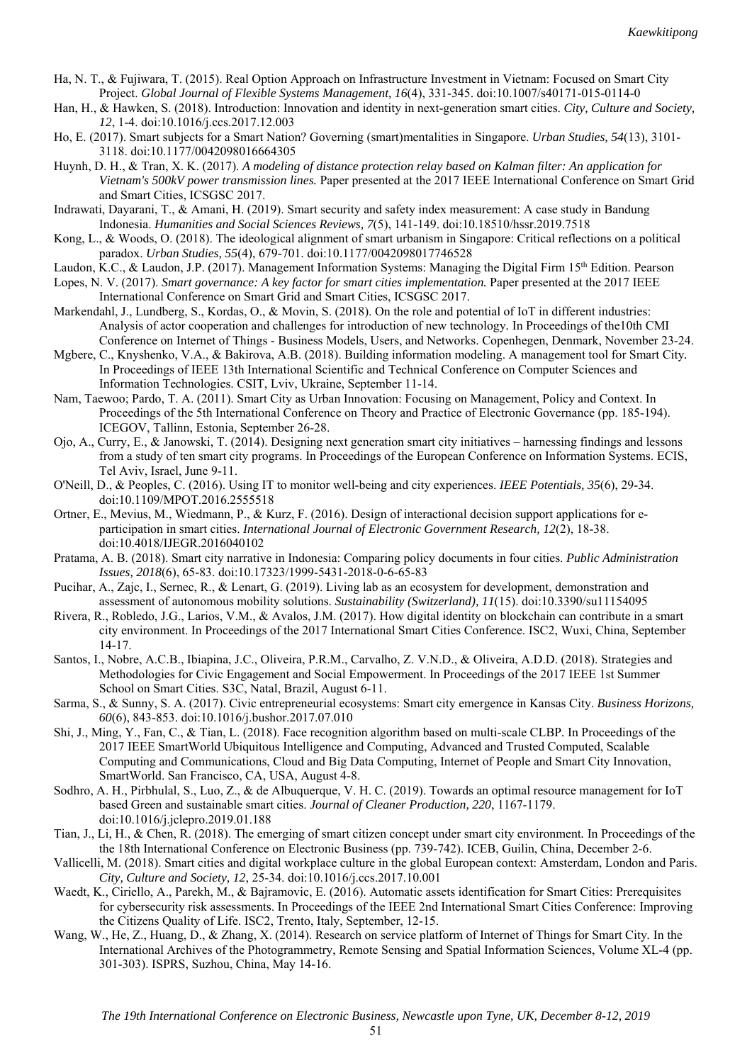Ha, N. T., & Fujiwara, T. (2015). Real Option Approach on Infrastructure Investment in Vietnam: Focused on Smart City Project. *Global Journal of Flexible Systems Management, 16*(4), 331-345. doi:10.1007/s40171-015-0114-0

Han, H., & Hawken, S. (2018). Introduction: Innovation and identity in next-generation smart cities. *City, Culture and Society, 12*, 1-4. doi:10.1016/j.ccs.2017.12.003

Ho, E. (2017). Smart subjects for a Smart Nation? Governing (smart)mentalities in Singapore. *Urban Studies, 54*(13), 3101-3118. doi:10.1177/0042098016664305

Huynh, D. H., & Tran, X. K. (2017). *A modeling of distance protection relay based on Kalman filter: An application for Vietnam's 500kV power transmission lines.* Paper presented at the 2017 IEEE International Conference on Smart Grid and Smart Cities, ICSGSC 2017.

Indrawati, Dayarani, T., & Amani, H. (2019). Smart security and safety index measurement: A case study in Bandung Indonesia. *Humanities and Social Sciences Reviews, 7*(5), 141-149. doi:10.18510/hssr.2019.7518

Kong, L., & Woods, O. (2018). The ideological alignment of smart urbanism in Singapore: Critical reflections on a political paradox. *Urban Studies, 55*(4), 679-701. doi:10.1177/0042098017746528

Laudon, K.C., & Laudon, J.P. (2017). Management Information Systems: Managing the Digital Firm 15th Edition. Pearson

Lopes, N. V. (2017). *Smart governance: A key factor for smart cities implementation.* Paper presented at the 2017 IEEE International Conference on Smart Grid and Smart Cities, ICSGSC 2017.

Markendahl, J., Lundberg, S., Kordas, O., & Movin, S. (2018). On the role and potential of IoT in different industries: Analysis of actor cooperation and challenges for introduction of new technology. In Proceedings of the10th CMI Conference on Internet of Things - Business Models, Users, and Networks. Copenhegen, Denmark, November 23-24.

Mgbere, C., Knyshenko, V.A., & Bakirova, A.B. (2018). Building information modeling. A management tool for Smart City. In Proceedings of IEEE 13th International Scientific and Technical Conference on Computer Sciences and Information Technologies. CSIT, Lviv, Ukraine, September 11-14.

Nam, Taewoo; Pardo, T. A. (2011). Smart City as Urban Innovation: Focusing on Management, Policy and Context. In Proceedings of the 5th International Conference on Theory and Practice of Electronic Governance (pp. 185-194). ICEGOV, Tallinn, Estonia, September 26-28.

Ojo, A., Curry, E., & Janowski, T. (2014). Designing next generation smart city initiatives – harnessing findings and lessons from a study of ten smart city programs. In Proceedings of the European Conference on Information Systems. ECIS, Tel Aviv, Israel, June 9-11.

O'Neill, D., & Peoples, C. (2016). Using IT to monitor well-being and city experiences. *IEEE Potentials, 35*(6), 29-34. doi:10.1109/MPOT.2016.2555518

Ortner, E., Mevius, M., Wiedmann, P., & Kurz, F. (2016). Design of interactional decision support applications for e-participation in smart cities. *International Journal of Electronic Government Research, 12*(2), 18-38. doi:10.4018/IJEGR.2016040102

Pratama, A. B. (2018). Smart city narrative in Indonesia: Comparing policy documents in four cities. *Public Administration Issues, 2018*(6), 65-83. doi:10.17323/1999-5431-2018-0-6-65-83

Pucihar, A., Zajc, I., Sernec, R., & Lenart, G. (2019). Living lab as an ecosystem for development, demonstration and assessment of autonomous mobility solutions. *Sustainability (Switzerland), 11*(15). doi:10.3390/su11154095

Rivera, R., Robledo, J.G., Larios, V.M., & Avalos, J.M. (2017). How digital identity on blockchain can contribute in a smart city environment. In Proceedings of the 2017 International Smart Cities Conference. ISC2, Wuxi, China, September 14-17.

Santos, I., Nobre, A.C.B., Ibiapina, J.C., Oliveira, P.R.M., Carvalho, Z. V.N.D., & Oliveira, A.D.D. (2018). Strategies and Methodologies for Civic Engagement and Social Empowerment. In Proceedings of the 2017 IEEE 1st Summer School on Smart Cities. S3C, Natal, Brazil, August 6-11.

Sarma, S., & Sunny, S. A. (2017). Civic entrepreneurial ecosystems: Smart city emergence in Kansas City. *Business Horizons, 60*(6), 843-853. doi:10.1016/j.bushor.2017.07.010

Shi, J., Ming, Y., Fan, C., & Tian, L. (2018). Face recognition algorithm based on multi-scale CLBP. In Proceedings of the 2017 IEEE SmartWorld Ubiquitous Intelligence and Computing, Advanced and Trusted Computed, Scalable Computing and Communications, Cloud and Big Data Computing, Internet of People and Smart City Innovation, SmartWorld. San Francisco, CA, USA, August 4-8.

Sodhro, A. H., Pirbhulal, S., Luo, Z., & de Albuquerque, V. H. C. (2019). Towards an optimal resource management for IoT based Green and sustainable smart cities. *Journal of Cleaner Production, 220*, 1167-1179. doi:10.1016/j.jclepro.2019.01.188

Tian, J., Li, H., & Chen, R. (2018). The emerging of smart citizen concept under smart city environment. In Proceedings of the the 18th International Conference on Electronic Business (pp. 739-742). ICEB, Guilin, China, December 2-6.

Vallicelli, M. (2018). Smart cities and digital workplace culture in the global European context: Amsterdam, London and Paris. *City, Culture and Society, 12*, 25-34. doi:10.1016/j.ccs.2017.10.001

Waedt, K., Ciriello, A., Parekh, M., & Bajramovic, E. (2016). Automatic assets identification for Smart Cities: Prerequisites for cybersecurity risk assessments. In Proceedings of the IEEE 2nd International Smart Cities Conference: Improving the Citizens Quality of Life. ISC2, Trento, Italy, September, 12-15.

Wang, W., He, Z., Huang, D., & Zhang, X. (2014). Research on service platform of Internet of Things for Smart City. In the International Archives of the Photogrammetry, Remote Sensing and Spatial Information Sciences, Volume XL-4 (pp. 301-303). ISPRS, Suzhou, China, May 14-16.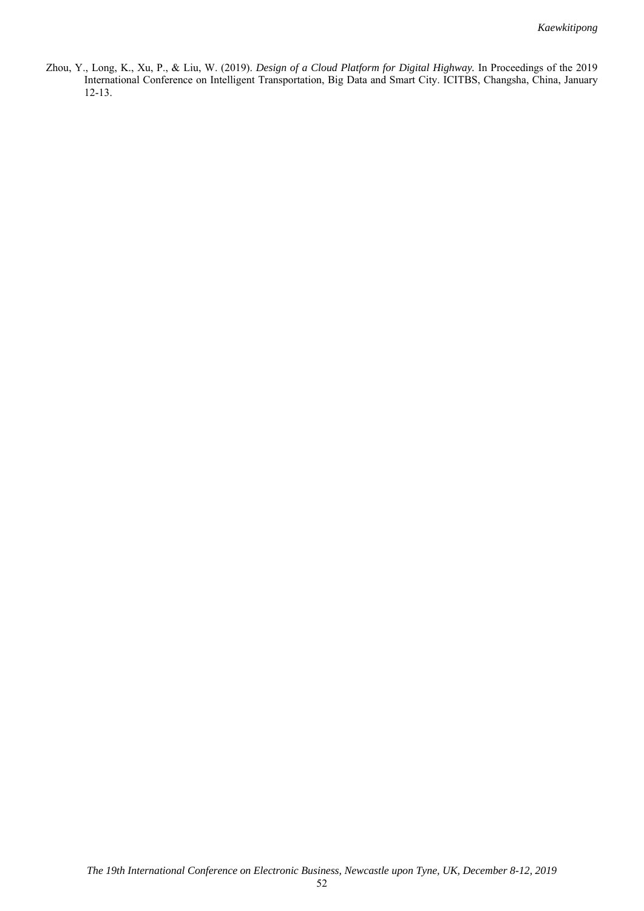Zhou, Y., Long, K., Xu, P., & Liu, W. (2019). *Design of a Cloud Platform for Digital Highway.* In Proceedings of the 2019 International Conference on Intelligent Transportation, Big Data and Smart City. ICITBS, Changsha, China, January 12-13.